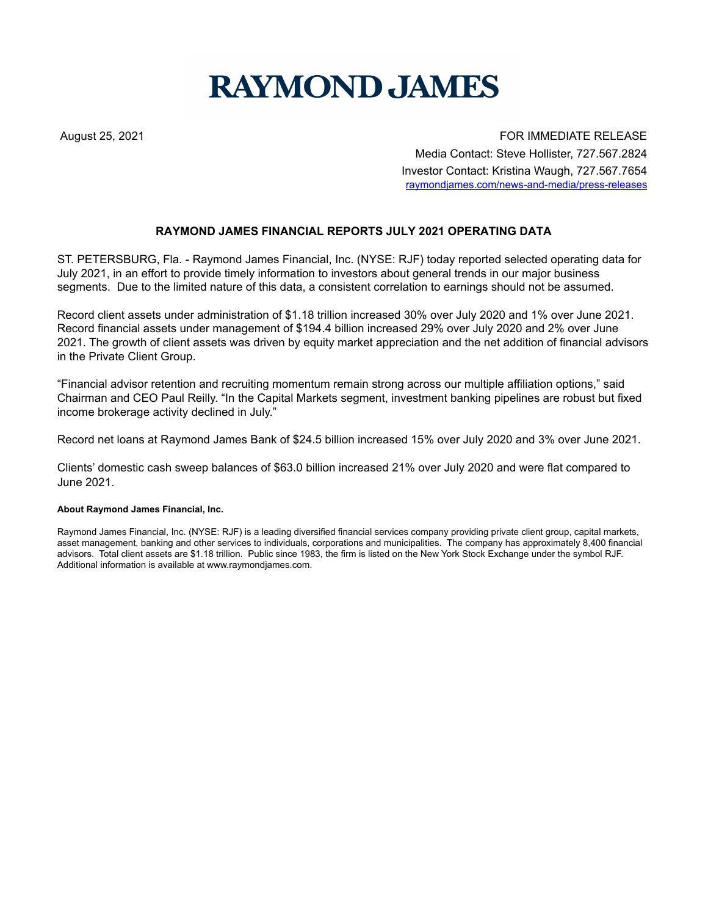# RAYMOND JAMES

August 25, 2021

FOR IMMEDIATE RELEASE

Media Contact: Steve Hollister, 727.567.2824

Investor Contact: Kristina Waugh, 727.567.7654

raymondjames.com/news-and-media/press-releases

## RAYMOND JAMES FINANCIAL REPORTS JULY 2021 OPERATING DATA

ST. PETERSBURG, Fla. - Raymond James Financial, Inc. (NYSE: RJF) today reported selected operating data for July 2021, in an effort to provide timely information to investors about general trends in our major business segments. Due to the limited nature of this data, a consistent correlation to earnings should not be assumed.

Record client assets under administration of $1.18 trillion increased 30% over July 2020 and 1% over June 2021. Record financial assets under management of $194.4 billion increased 29% over July 2020 and 2% over June 2021. The growth of client assets was driven by equity market appreciation and the net addition of financial advisors in the Private Client Group.

"Financial advisor retention and recruiting momentum remain strong across our multiple affiliation options," said Chairman and CEO Paul Reilly. "In the Capital Markets segment, investment banking pipelines are robust but fixed income brokerage activity declined in July."

Record net loans at Raymond James Bank of $24.5 billion increased 15% over July 2020 and 3% over June 2021.

Clients' domestic cash sweep balances of $63.0 billion increased 21% over July 2020 and were flat compared to June 2021.

**About Raymond James Financial, Inc.**

Raymond James Financial, Inc. (NYSE: RJF) is a leading diversified financial services company providing private client group, capital markets, asset management, banking and other services to individuals, corporations and municipalities. The company has approximately 8,400 financial advisors. Total client assets are $1.18 trillion. Public since 1983, the firm is listed on the New York Stock Exchange under the symbol RJF. Additional information is available at www.raymondjames.com.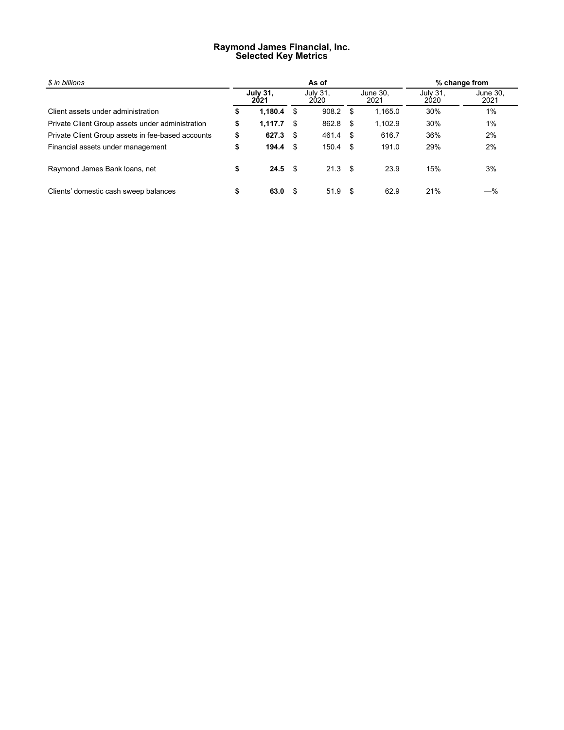# Raymond James Financial, Inc.
## Selected Key Metrics

| *$ in billions* | As of | | | % change from | |
|---|---|---|---|---|---|
| | **July 31, 2021** | July 31, 2020 | June 30, 2021 | July 31, 2020 | June 30, 2021 |
| Client assets under administration | **$ 1,180.4** | $ 908.2 | $ 1,165.0 | 30% | 1% |
| Private Client Group assets under administration | **$ 1,117.7** | $ 862.8 | $ 1,102.9 | 30% | 1% |
| Private Client Group assets in fee-based accounts | **$ 627.3** | $ 461.4 | $ 616.7 | 36% | 2% |
| Financial assets under management | **$ 194.4** | $ 150.4 | $ 191.0 | 29% | 2% |
| Raymond James Bank loans, net | **$ 24.5** | $ 21.3 | $ 23.9 | 15% | 3% |
| Clients' domestic cash sweep balances | **$ 63.0** | $ 51.9 | $ 62.9 | 21% | —% |